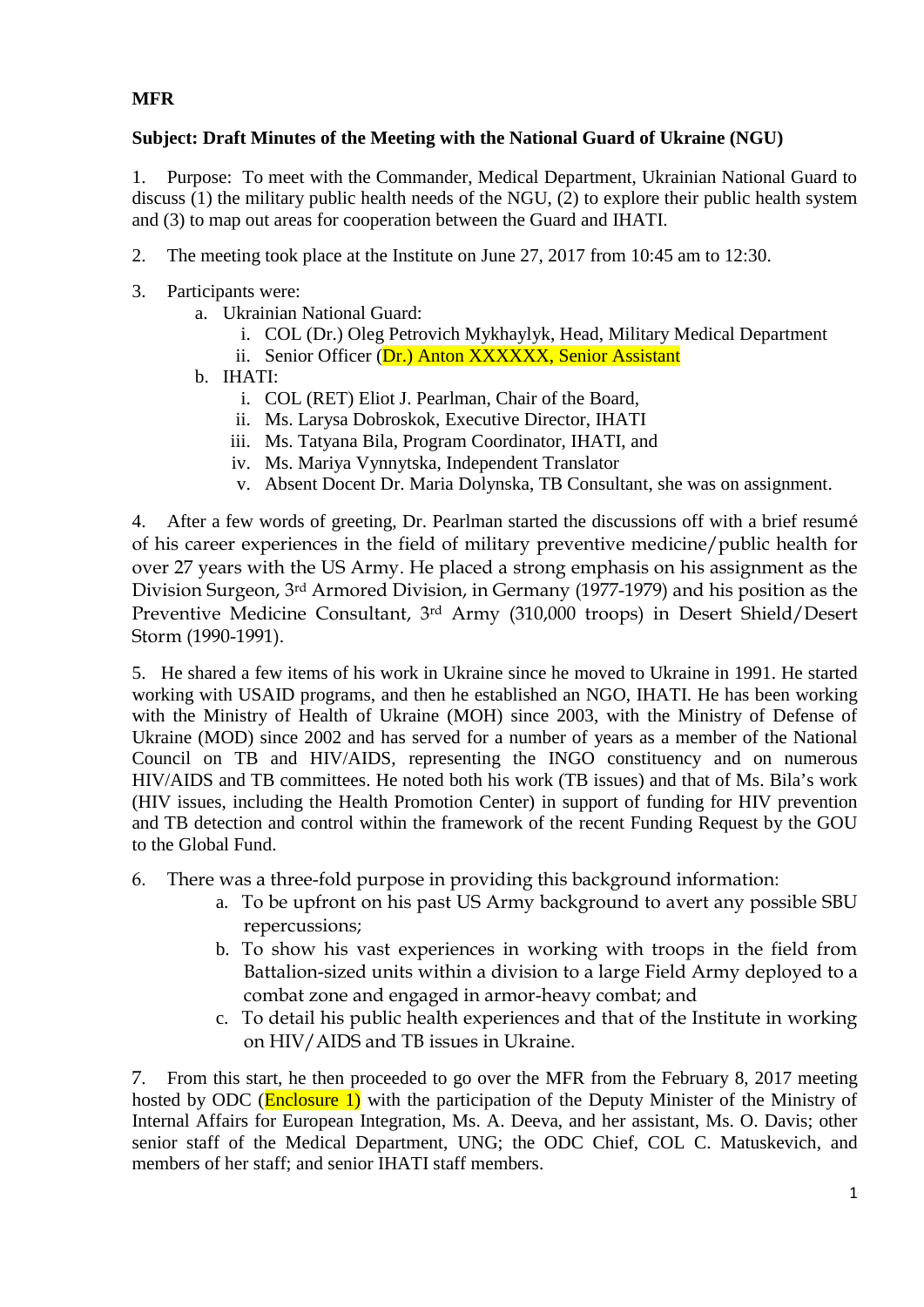**MFR**

**Subject: Draft Minutes of the Meeting with the National Guard of Ukraine (NGU)**

1. Purpose: To meet with the Commander, Medical Department, Ukrainian National Guard to discuss (1) the military public health needs of the NGU, (2) to explore their public health system and (3) to map out areas for cooperation between the Guard and IHATI.

2. The meeting took place at the Institute on June 27, 2017 from 10:45 am to 12:30.

3. Participants were:
   a. Ukrainian National Guard:
      i. COL (Dr.) Oleg Petrovich Mykhaylyk, Head, Military Medical Department
      ii. Senior Officer (Dr.) Anton XXXXXX, Senior Assistant
   b. IHATI:
      i. COL (RET) Eliot J. Pearlman, Chair of the Board,
      ii. Ms. Larysa Dobroskok, Executive Director, IHATI
      iii. Ms. Tatyana Bila, Program Coordinator, IHATI, and
      iv. Ms. Mariya Vynnytska, Independent Translator
      v. Absent Docent Dr. Maria Dolynska, TB Consultant, she was on assignment.

4. After a few words of greeting, Dr. Pearlman started the discussions off with a brief resumé of his career experiences in the field of military preventive medicine/public health for over 27 years with the US Army. He placed a strong emphasis on his assignment as the Division Surgeon, 3rd Armored Division, in Germany (1977-1979) and his position as the Preventive Medicine Consultant, 3rd Army (310,000 troops) in Desert Shield/Desert Storm (1990-1991).

5. He shared a few items of his work in Ukraine since he moved to Ukraine in 1991. He started working with USAID programs, and then he established an NGO, IHATI. He has been working with the Ministry of Health of Ukraine (MOH) since 2003, with the Ministry of Defense of Ukraine (MOD) since 2002 and has served for a number of years as a member of the National Council on TB and HIV/AIDS, representing the INGO constituency and on numerous HIV/AIDS and TB committees. He noted both his work (TB issues) and that of Ms. Bila's work (HIV issues, including the Health Promotion Center) in support of funding for HIV prevention and TB detection and control within the framework of the recent Funding Request by the GOU to the Global Fund.

6. There was a three-fold purpose in providing this background information:
   a. To be upfront on his past US Army background to avert any possible SBU repercussions;
   b. To show his vast experiences in working with troops in the field from Battalion-sized units within a division to a large Field Army deployed to a combat zone and engaged in armor-heavy combat; and
   c. To detail his public health experiences and that of the Institute in working on HIV/AIDS and TB issues in Ukraine.

7. From this start, he then proceeded to go over the MFR from the February 8, 2017 meeting hosted by ODC (Enclosure 1) with the participation of the Deputy Minister of the Ministry of Internal Affairs for European Integration, Ms. A. Deeva, and her assistant, Ms. O. Davis; other senior staff of the Medical Department, UNG; the ODC Chief, COL C. Matuskevich, and members of her staff; and senior IHATI staff members.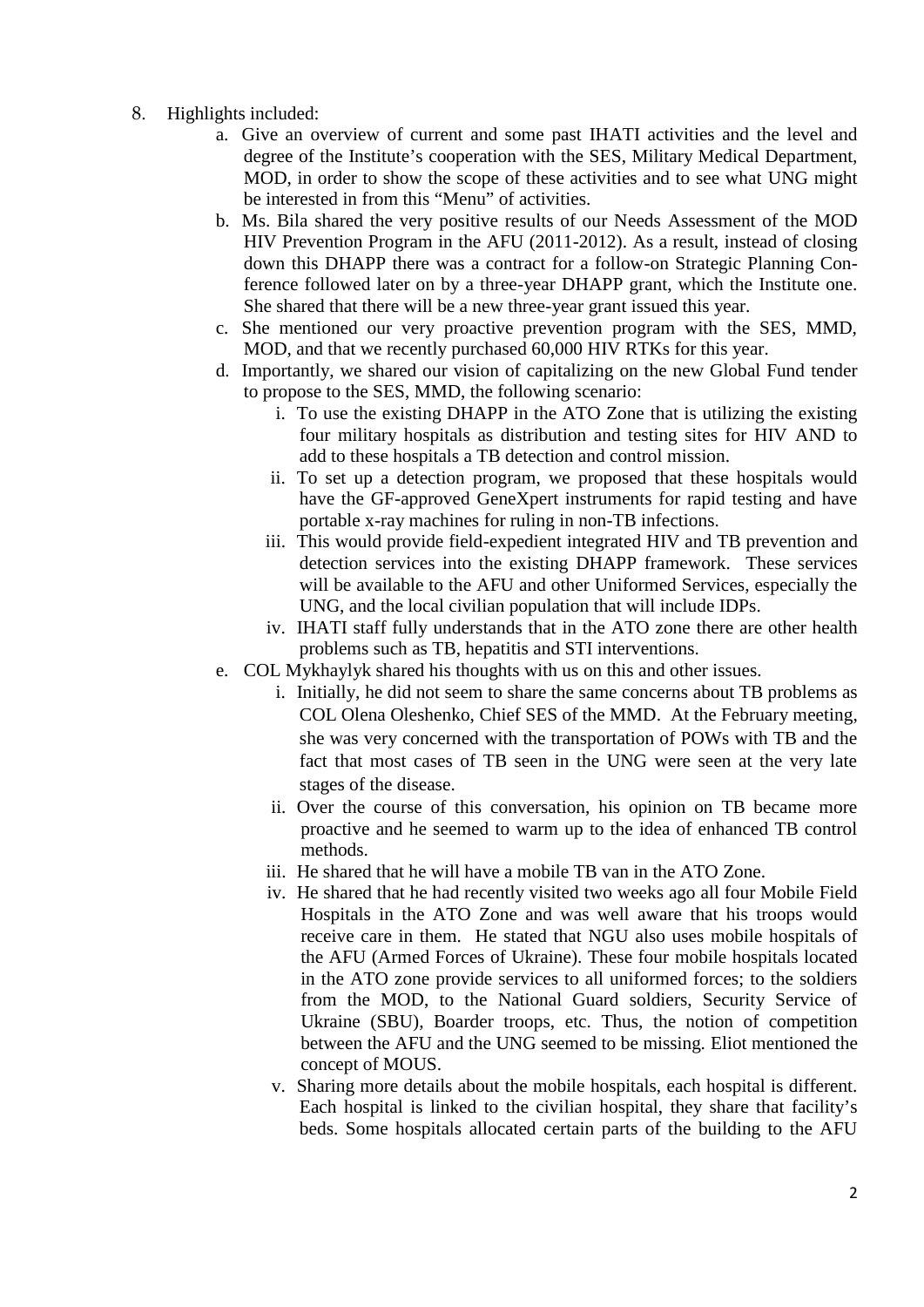8. Highlights included:
    a. Give an overview of current and some past IHATI activities and the level and degree of the Institute's cooperation with the SES, Military Medical Department, MOD, in order to show the scope of these activities and to see what UNG might be interested in from this "Menu" of activities.
    b. Ms. Bila shared the very positive results of our Needs Assessment of the MOD HIV Prevention Program in the AFU (2011-2012). As a result, instead of closing down this DHAPP there was a contract for a follow-on Strategic Planning Conference followed later on by a three-year DHAPP grant, which the Institute one. She shared that there will be a new three-year grant issued this year.
    c. She mentioned our very proactive prevention program with the SES, MMD, MOD, and that we recently purchased 60,000 HIV RTKs for this year.
    d. Importantly, we shared our vision of capitalizing on the new Global Fund tender to propose to the SES, MMD, the following scenario:
        i. To use the existing DHAPP in the ATO Zone that is utilizing the existing four military hospitals as distribution and testing sites for HIV AND to add to these hospitals a TB detection and control mission.
        ii. To set up a detection program, we proposed that these hospitals would have the GF-approved GeneXpert instruments for rapid testing and have portable x-ray machines for ruling in non-TB infections.
        iii. This would provide field-expedient integrated HIV and TB prevention and detection services into the existing DHAPP framework. These services will be available to the AFU and other Uniformed Services, especially the UNG, and the local civilian population that will include IDPs.
        iv. IHATI staff fully understands that in the ATO zone there are other health problems such as TB, hepatitis and STI interventions.
    e. COL Mykhaylyk shared his thoughts with us on this and other issues.
        i. Initially, he did not seem to share the same concerns about TB problems as COL Olena Oleshenko, Chief SES of the MMD. At the February meeting, she was very concerned with the transportation of POWs with TB and the fact that most cases of TB seen in the UNG were seen at the very late stages of the disease.
        ii. Over the course of this conversation, his opinion on TB became more proactive and he seemed to warm up to the idea of enhanced TB control methods.
        iii. He shared that he will have a mobile TB van in the ATO Zone.
        iv. He shared that he had recently visited two weeks ago all four Mobile Field Hospitals in the ATO Zone and was well aware that his troops would receive care in them. He stated that NGU also uses mobile hospitals of the AFU (Armed Forces of Ukraine). These four mobile hospitals located in the ATO zone provide services to all uniformed forces; to the soldiers from the MOD, to the National Guard soldiers, Security Service of Ukraine (SBU), Boarder troops, etc. Thus, the notion of competition between the AFU and the UNG seemed to be missing. Eliot mentioned the concept of MOUS.
        v. Sharing more details about the mobile hospitals, each hospital is different. Each hospital is linked to the civilian hospital, they share that facility's beds. Some hospitals allocated certain parts of the building to the AFU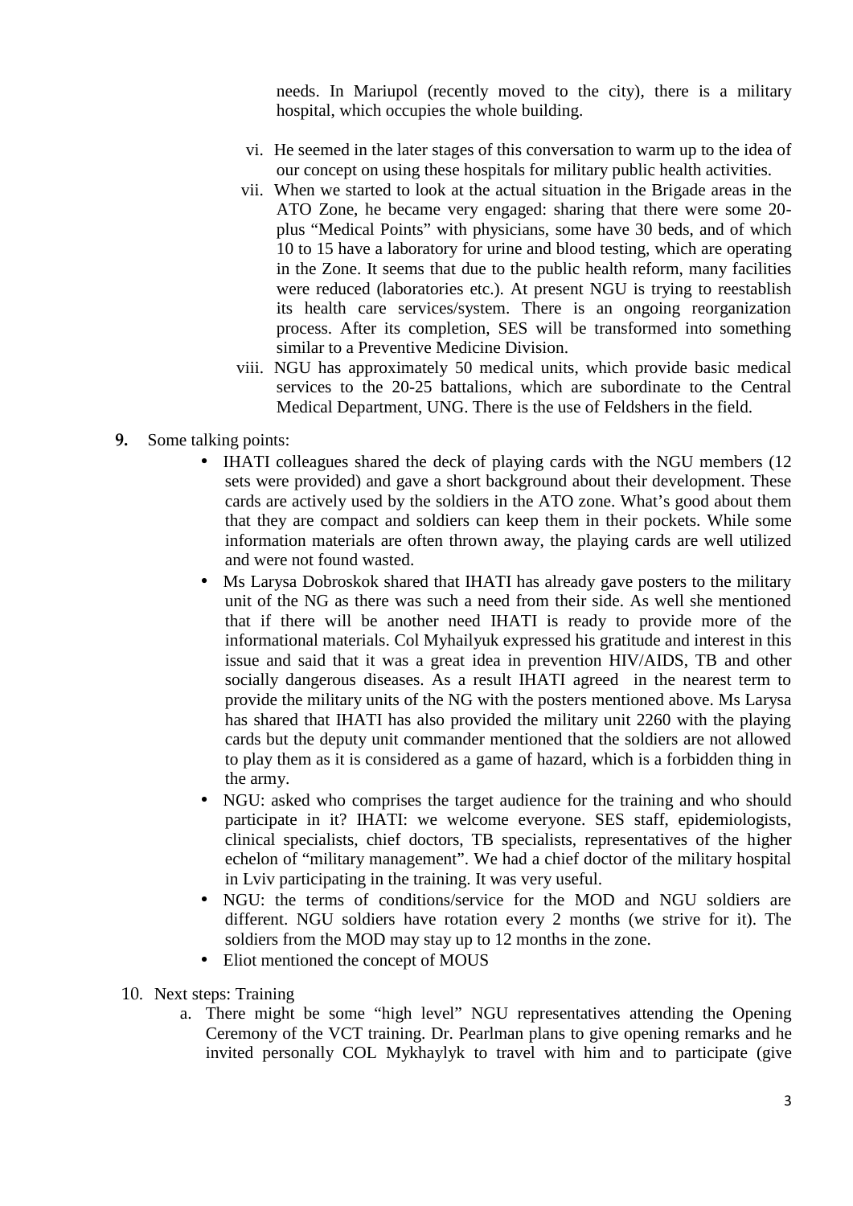needs. In Mariupol (recently moved to the city), there is a military hospital, which occupies the whole building.

vi. He seemed in the later stages of this conversation to warm up to the idea of our concept on using these hospitals for military public health activities.

vii. When we started to look at the actual situation in the Brigade areas in the ATO Zone, he became very engaged: sharing that there were some 20-plus "Medical Points" with physicians, some have 30 beds, and of which 10 to 15 have a laboratory for urine and blood testing, which are operating in the Zone. It seems that due to the public health reform, many facilities were reduced (laboratories etc.). At present NGU is trying to reestablish its health care services/system. There is an ongoing reorganization process. After its completion, SES will be transformed into something similar to a Preventive Medicine Division.

viii. NGU has approximately 50 medical units, which provide basic medical services to the 20-25 battalions, which are subordinate to the Central Medical Department, UNG. There is the use of Feldshers in the field.

**9.** Some talking points:

- IHATI colleagues shared the deck of playing cards with the NGU members (12 sets were provided) and gave a short background about their development. These cards are actively used by the soldiers in the ATO zone. What's good about them that they are compact and soldiers can keep them in their pockets. While some information materials are often thrown away, the playing cards are well utilized and were not found wasted.
- Ms Larysa Dobroskok shared that IHATI has already gave posters to the military unit of the NG as there was such a need from their side. As well she mentioned that if there will be another need IHATI is ready to provide more of the informational materials. Col Myhailyuk expressed his gratitude and interest in this issue and said that it was a great idea in prevention HIV/AIDS, TB and other socially dangerous diseases. As a result IHATI agreed in the nearest term to provide the military units of the NG with the posters mentioned above. Ms Larysa has shared that IHATI has also provided the military unit 2260 with the playing cards but the deputy unit commander mentioned that the soldiers are not allowed to play them as it is considered as a game of hazard, which is a forbidden thing in the army.
- NGU: asked who comprises the target audience for the training and who should participate in it? IHATI: we welcome everyone. SES staff, epidemiologists, clinical specialists, chief doctors, TB specialists, representatives of the higher echelon of "military management". We had a chief doctor of the military hospital in Lviv participating in the training. It was very useful.
- NGU: the terms of conditions/service for the MOD and NGU soldiers are different. NGU soldiers have rotation every 2 months (we strive for it). The soldiers from the MOD may stay up to 12 months in the zone.
- Eliot mentioned the concept of MOUS

10. Next steps: Training

a. There might be some "high level" NGU representatives attending the Opening Ceremony of the VCT training. Dr. Pearlman plans to give opening remarks and he invited personally COL Mykhaylyk to travel with him and to participate (give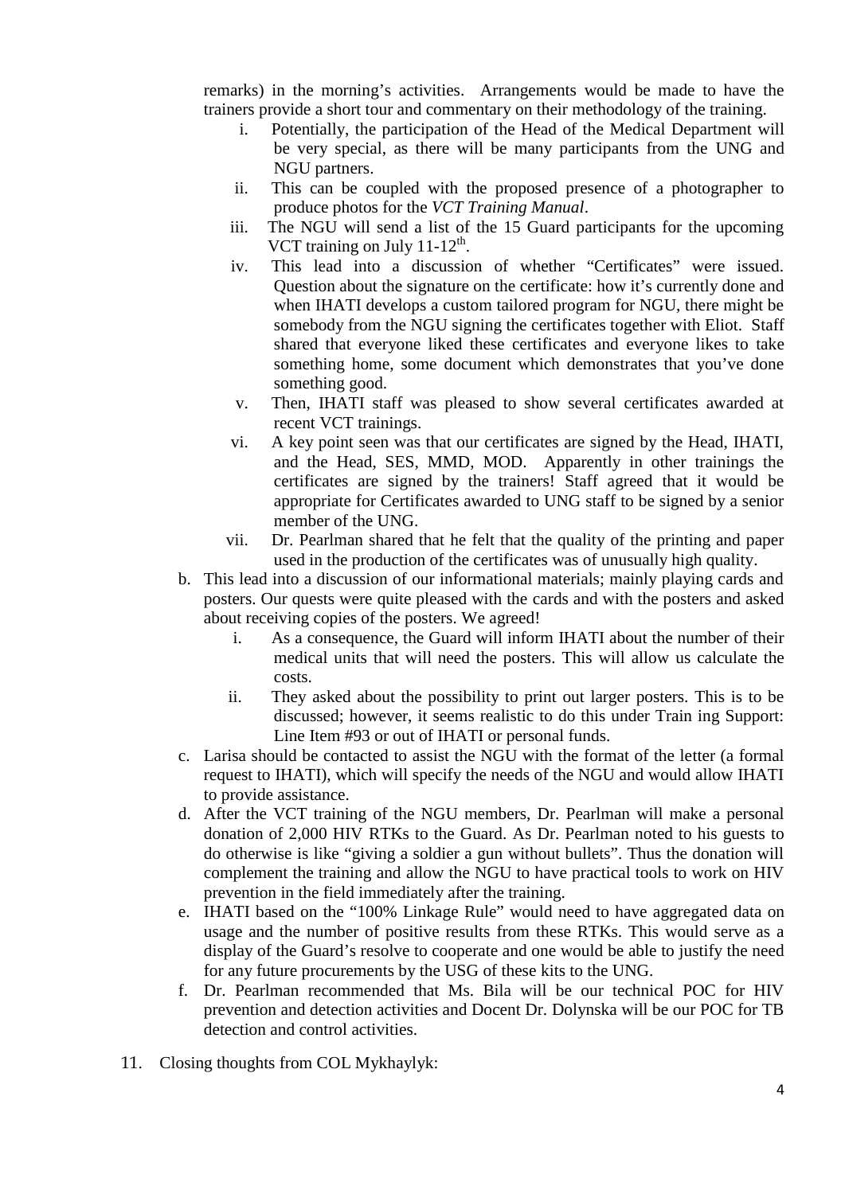remarks) in the morning's activities. Arrangements would be made to have the trainers provide a short tour and commentary on their methodology of the training.

   i. Potentially, the participation of the Head of the Medical Department will be very special, as there will be many participants from the UNG and NGU partners.
   ii. This can be coupled with the proposed presence of a photographer to produce photos for the *VCT Training Manual*.
   iii. The NGU will send a list of the 15 Guard participants for the upcoming VCT training on July 11-12th.
   iv. This lead into a discussion of whether "Certificates" were issued. Question about the signature on the certificate: how it's currently done and when IHATI develops a custom tailored program for NGU, there might be somebody from the NGU signing the certificates together with Eliot. Staff shared that everyone liked these certificates and everyone likes to take something home, some document which demonstrates that you've done something good.
   v. Then, IHATI staff was pleased to show several certificates awarded at recent VCT trainings.
   vi. A key point seen was that our certificates are signed by the Head, IHATI, and the Head, SES, MMD, MOD. Apparently in other trainings the certificates are signed by the trainers! Staff agreed that it would be appropriate for Certificates awarded to UNG staff to be signed by a senior member of the UNG.
   vii. Dr. Pearlman shared that he felt that the quality of the printing and paper used in the production of the certificates was of unusually high quality.

b. This lead into a discussion of our informational materials; mainly playing cards and posters. Our quests were quite pleased with the cards and with the posters and asked about receiving copies of the posters. We agreed!
   i. As a consequence, the Guard will inform IHATI about the number of their medical units that will need the posters. This will allow us calculate the costs.
   ii. They asked about the possibility to print out larger posters. This is to be discussed; however, it seems realistic to do this under Train ing Support: Line Item #93 or out of IHATI or personal funds.

c. Larisa should be contacted to assist the NGU with the format of the letter (a formal request to IHATI), which will specify the needs of the NGU and would allow IHATI to provide assistance.

d. After the VCT training of the NGU members, Dr. Pearlman will make a personal donation of 2,000 HIV RTKs to the Guard. As Dr. Pearlman noted to his guests to do otherwise is like "giving a soldier a gun without bullets". Thus the donation will complement the training and allow the NGU to have practical tools to work on HIV prevention in the field immediately after the training.

e. IHATI based on the "100% Linkage Rule" would need to have aggregated data on usage and the number of positive results from these RTKs. This would serve as a display of the Guard's resolve to cooperate and one would be able to justify the need for any future procurements by the USG of these kits to the UNG.

f. Dr. Pearlman recommended that Ms. Bila will be our technical POC for HIV prevention and detection activities and Docent Dr. Dolynska will be our POC for TB detection and control activities.

11. Closing thoughts from COL Mykhaylyk: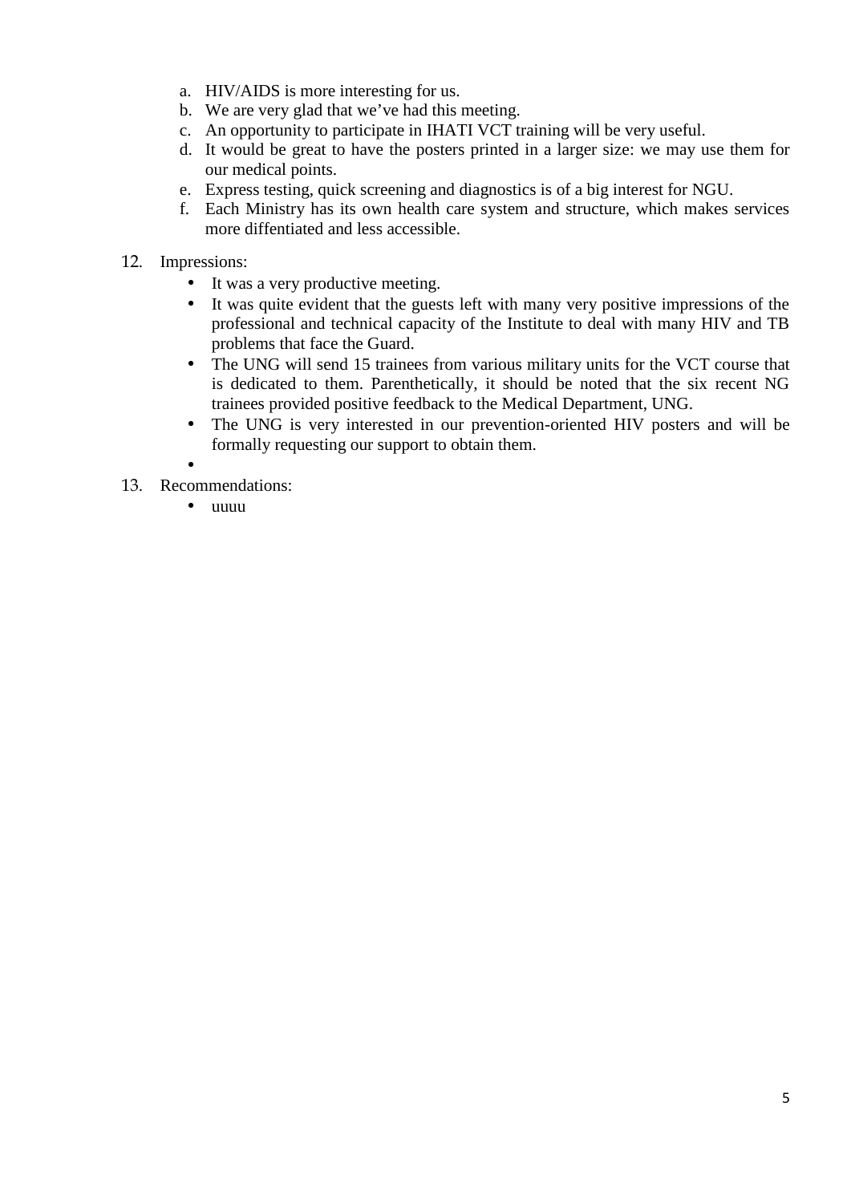a. HIV/AIDS is more interesting for us.
b. We are very glad that we've had this meeting.
c. An opportunity to participate in IHATI VCT training will be very useful.
d. It would be great to have the posters printed in a larger size: we may use them for our medical points.
e. Express testing, quick screening and diagnostics is of a big interest for NGU.
f. Each Ministry has its own health care system and structure, which makes services more diffentiated and less accessible.

12. Impressions:
    - It was a very productive meeting.
    - It was quite evident that the guests left with many very positive impressions of the professional and technical capacity of the Institute to deal with many HIV and TB problems that face the Guard.
    - The UNG will send 15 trainees from various military units for the VCT course that is dedicated to them. Parenthetically, it should be noted that the six recent NG trainees provided positive feedback to the Medical Department, UNG.
    - The UNG is very interested in our prevention-oriented HIV posters and will be formally requesting our support to obtain them.
    - 

13. Recommendations:
    - uuuu